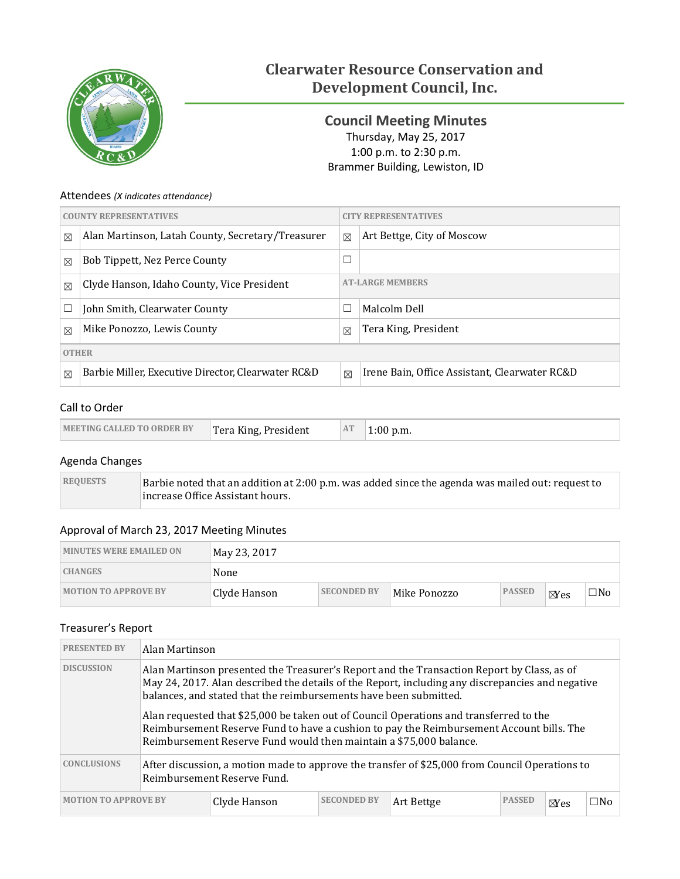# Clearwater Resource Conservation and Development Council, Inc.

## Council Meeting Minutes

Thursday, May 25, 2017
1:00 p.m. to 2:30 p.m.
Brammer Building, Lewiston, ID

### Attendees *(X indicates attendance)*

| COUNTY REPRESENTATIVES | | CITY REPRESENTATIVES | |
|---|---|---|---|
| ☒ | Alan Martinson, Latah County, Secretary/Treasurer | ☒ | Art Bettge, City of Moscow |
| ☒ | Bob Tippett, Nez Perce County | ☐ | |
| ☒ | Clyde Hanson, Idaho County, Vice President | AT-LARGE MEMBERS | |
| ☐ | John Smith, Clearwater County | ☐ | Malcolm Dell |
| ☒ | Mike Ponozzo, Lewis County | ☒ | Tera King, President |
| OTHER | | | |
| ☒ | Barbie Miller, Executive Director, Clearwater RC&D | ☒ | Irene Bain, Office Assistant, Clearwater RC&D |

### Call to Order

| MEETING CALLED TO ORDER BY | Tera King, President | AT | 1:00 p.m. |
|---|---|---|---|

### Agenda Changes

| REQUESTS | Barbie noted that an addition at 2:00 p.m. was added since the agenda was mailed out: request to increase Office Assistant hours. |
|---|---|

### Approval of March 23, 2017 Meeting Minutes

| MINUTES WERE EMAILED ON | May 23, 2017 | | | | | |
|---|---|---|---|---|---|---|
| CHANGES | None | | | | | |
| MOTION TO APPROVE BY | Clyde Hanson | SECONDED BY | Mike Ponozzo | PASSED | ☒Yes | ☐No |

### Treasurer's Report

| PRESENTED BY | Alan Martinson | | | | | |
|---|---|---|---|---|---|---|
| DISCUSSION | Alan Martinson presented the Treasurer's Report and the Transaction Report by Class, as of May 24, 2017. Alan described the details of the Report, including any discrepancies and negative balances, and stated that the reimbursements have been submitted.<br><br>Alan requested that $25,000 be taken out of Council Operations and transferred to the Reimbursement Reserve Fund to have a cushion to pay the Reimbursement Account bills. The Reimbursement Reserve Fund would then maintain a $75,000 balance. | | | | | |
| CONCLUSIONS | After discussion, a motion made to approve the transfer of $25,000 from Council Operations to Reimbursement Reserve Fund. | | | | | |
| MOTION TO APPROVE BY | Clyde Hanson | SECONDED BY | Art Bettge | PASSED | ☒Yes | ☐No |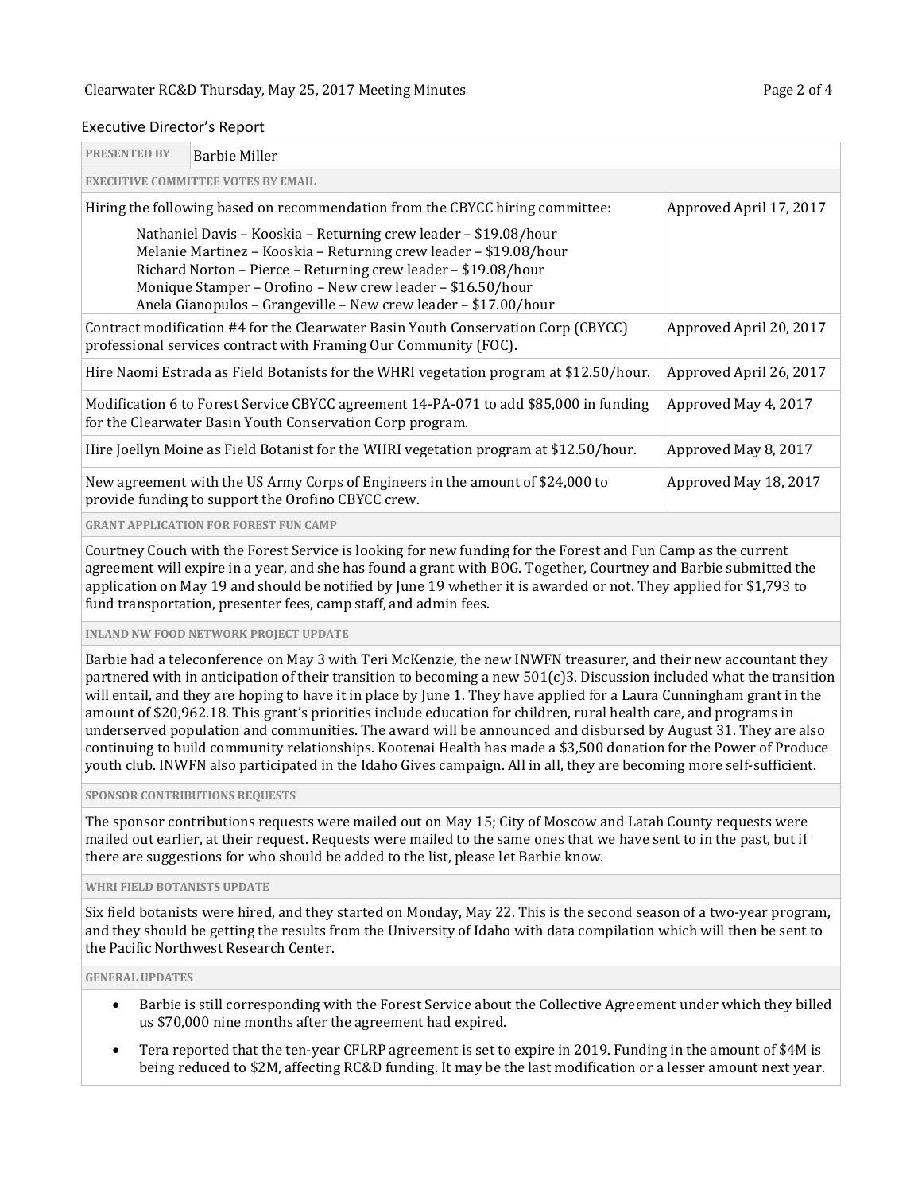## Executive Director's Report

| PRESENTED BY | Barbie Miller |
|---|---|

**EXECUTIVE COMMITTEE VOTES BY EMAIL**

| Item | Date |
|---|---|
| Hiring the following based on recommendation from the CBYCC hiring committee:<br>Nathaniel Davis – Kooskia – Returning crew leader – $19.08/hour<br>Melanie Martinez – Kooskia – Returning crew leader – $19.08/hour<br>Richard Norton – Pierce – Returning crew leader – $19.08/hour<br>Monique Stamper – Orofino – New crew leader – $16.50/hour<br>Anela Gianopulos – Grangeville – New crew leader – $17.00/hour | Approved April 17, 2017 |
| Contract modification #4 for the Clearwater Basin Youth Conservation Corp (CBYCC) professional services contract with Framing Our Community (FOC). | Approved April 20, 2017 |
| Hire Naomi Estrada as Field Botanists for the WHRI vegetation program at $12.50/hour. | Approved April 26, 2017 |
| Modification 6 to Forest Service CBYCC agreement 14-PA-071 to add $85,000 in funding for the Clearwater Basin Youth Conservation Corp program. | Approved May 4, 2017 |
| Hire Joellyn Moine as Field Botanist for the WHRI vegetation program at $12.50/hour. | Approved May 8, 2017 |
| New agreement with the US Army Corps of Engineers in the amount of $24,000 to provide funding to support the Orofino CBYCC crew. | Approved May 18, 2017 |

**GRANT APPLICATION FOR FOREST FUN CAMP**

Courtney Couch with the Forest Service is looking for new funding for the Forest and Fun Camp as the current agreement will expire in a year, and she has found a grant with BOG. Together, Courtney and Barbie submitted the application on May 19 and should be notified by June 19 whether it is awarded or not. They applied for $1,793 to fund transportation, presenter fees, camp staff, and admin fees.

**INLAND NW FOOD NETWORK PROJECT UPDATE**

Barbie had a teleconference on May 3 with Teri McKenzie, the new INWFN treasurer, and their new accountant they partnered with in anticipation of their transition to becoming a new 501(c)3. Discussion included what the transition will entail, and they are hoping to have it in place by June 1. They have applied for a Laura Cunningham grant in the amount of $20,962.18. This grant's priorities include education for children, rural health care, and programs in underserved population and communities. The award will be announced and disbursed by August 31. They are also continuing to build community relationships. Kootenai Health has made a $3,500 donation for the Power of Produce youth club. INWFN also participated in the Idaho Gives campaign. All in all, they are becoming more self-sufficient.

**SPONSOR CONTRIBUTIONS REQUESTS**

The sponsor contributions requests were mailed out on May 15; City of Moscow and Latah County requests were mailed out earlier, at their request. Requests were mailed to the same ones that we have sent to in the past, but if there are suggestions for who should be added to the list, please let Barbie know.

**WHRI FIELD BOTANISTS UPDATE**

Six field botanists were hired, and they started on Monday, May 22. This is the second season of a two-year program, and they should be getting the results from the University of Idaho with data compilation which will then be sent to the Pacific Northwest Research Center.

**GENERAL UPDATES**

- Barbie is still corresponding with the Forest Service about the Collective Agreement under which they billed us $70,000 nine months after the agreement had expired.
- Tera reported that the ten-year CFLRP agreement is set to expire in 2019. Funding in the amount of $4M is being reduced to $2M, affecting RC&D funding. It may be the last modification or a lesser amount next year.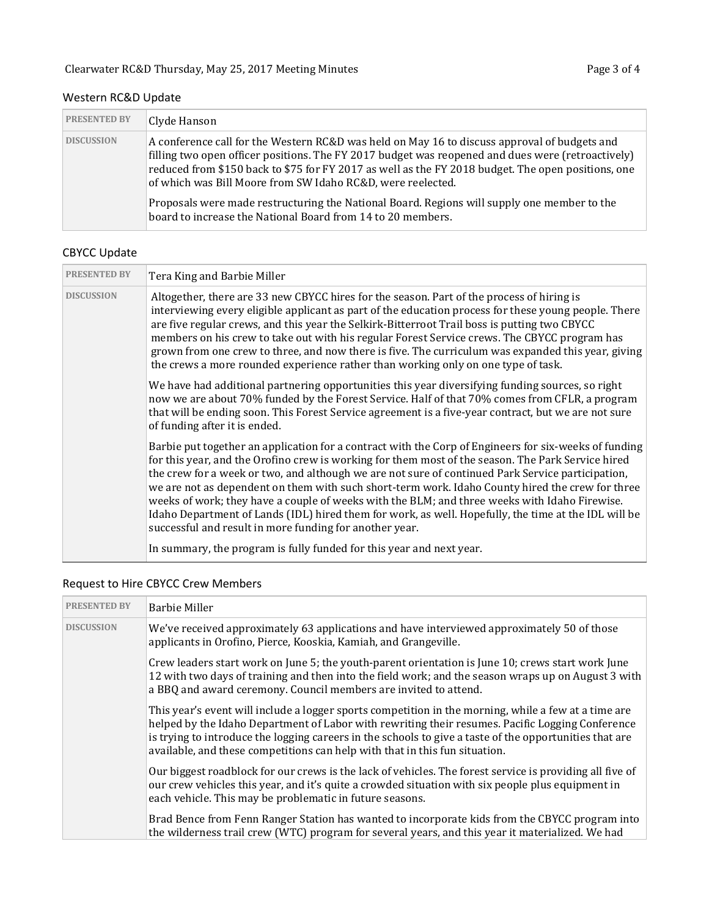## Western RC&D Update

| PRESENTED BY | Clyde Hanson |
| --- | --- |
| DISCUSSION | A conference call for the Western RC&D was held on May 16 to discuss approval of budgets and filling two open officer positions. The FY 2017 budget was reopened and dues were (retroactively) reduced from $150 back to $75 for FY 2017 as well as the FY 2018 budget. The open positions, one of which was Bill Moore from SW Idaho RC&D, were reelected.<br><br>Proposals were made restructuring the National Board. Regions will supply one member to the board to increase the National Board from 14 to 20 members. |

## CBYCC Update

| PRESENTED BY | Tera King and Barbie Miller |
| --- | --- |
| DISCUSSION | Altogether, there are 33 new CBYCC hires for the season. Part of the process of hiring is interviewing every eligible applicant as part of the education process for these young people. There are five regular crews, and this year the Selkirk-Bitterroot Trail boss is putting two CBYCC members on his crew to take out with his regular Forest Service crews. The CBYCC program has grown from one crew to three, and now there is five. The curriculum was expanded this year, giving the crews a more rounded experience rather than working only on one type of task.<br><br>We have had additional partnering opportunities this year diversifying funding sources, so right now we are about 70% funded by the Forest Service. Half of that 70% comes from CFLR, a program that will be ending soon. This Forest Service agreement is a five-year contract, but we are not sure of funding after it is ended.<br><br>Barbie put together an application for a contract with the Corp of Engineers for six-weeks of funding for this year, and the Orofino crew is working for them most of the season. The Park Service hired the crew for a week or two, and although we are not sure of continued Park Service participation, we are not as dependent on them with such short-term work. Idaho County hired the crew for three weeks of work; they have a couple of weeks with the BLM; and three weeks with Idaho Firewise. Idaho Department of Lands (IDL) hired them for work, as well. Hopefully, the time at the IDL will be successful and result in more funding for another year.<br><br>In summary, the program is fully funded for this year and next year. |

## Request to Hire CBYCC Crew Members

| PRESENTED BY | Barbie Miller |
| --- | --- |
| DISCUSSION | We've received approximately 63 applications and have interviewed approximately 50 of those applicants in Orofino, Pierce, Kooskia, Kamiah, and Grangeville.<br><br>Crew leaders start work on June 5; the youth-parent orientation is June 10; crews start work June 12 with two days of training and then into the field work; and the season wraps up on August 3 with a BBQ and award ceremony. Council members are invited to attend.<br><br>This year's event will include a logger sports competition in the morning, while a few at a time are helped by the Idaho Department of Labor with rewriting their resumes. Pacific Logging Conference is trying to introduce the logging careers in the schools to give a taste of the opportunities that are available, and these competitions can help with that in this fun situation.<br><br>Our biggest roadblock for our crews is the lack of vehicles. The forest service is providing all five of our crew vehicles this year, and it's quite a crowded situation with six people plus equipment in each vehicle. This may be problematic in future seasons.<br><br>Brad Bence from Fenn Ranger Station has wanted to incorporate kids from the CBYCC program into the wilderness trail crew (WTC) program for several years, and this year it materialized. We had |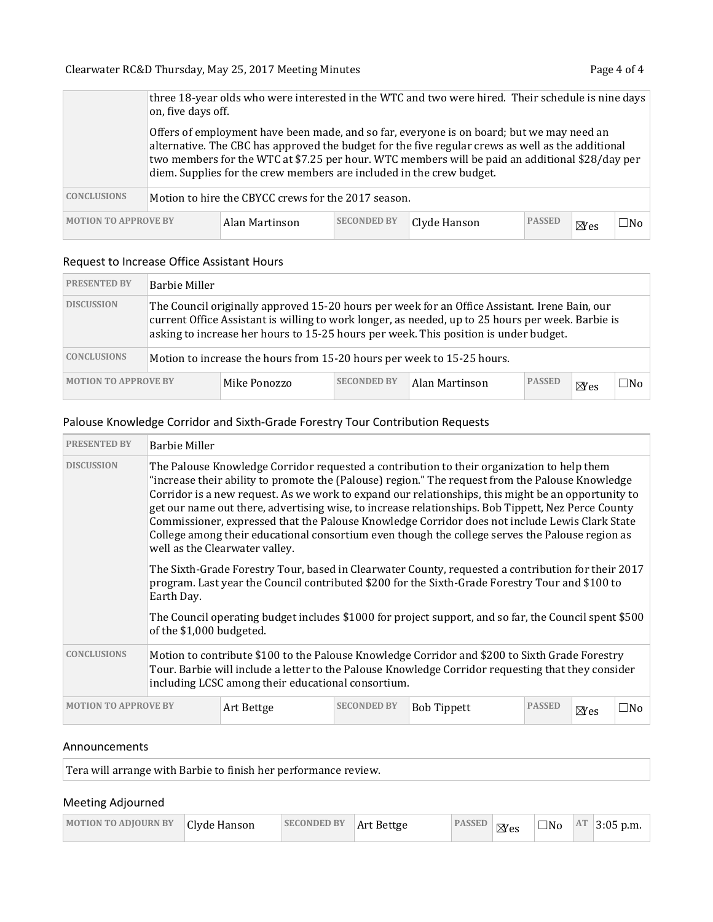| | | | | | | | |
|---|---|---|---|---|---|---|---|
| | three 18-year olds who were interested in the WTC and two were hired. Their schedule is nine days on, five days off.<br><br>Offers of employment have been made, and so far, everyone is on board; but we may need an alternative. The CBC has approved the budget for the five regular crews as well as the additional two members for the WTC at $7.25 per hour. WTC members will be paid an additional $28/day per diem. Supplies for the crew members are included in the crew budget. | | | | | | |
| **CONCLUSIONS** | Motion to hire the CBYCC crews for the 2017 season. | | | | | | |
| **MOTION TO APPROVE BY** | | Alan Martinson | **SECONDED BY** | Clyde Hanson | **PASSED** | ☒Yes | ☐No |

## Request to Increase Office Assistant Hours

| | | | | | | | |
|---|---|---|---|---|---|---|---|
| **PRESENTED BY** | Barbie Miller | | | | | | |
| **DISCUSSION** | The Council originally approved 15-20 hours per week for an Office Assistant. Irene Bain, our current Office Assistant is willing to work longer, as needed, up to 25 hours per week. Barbie is asking to increase her hours to 15-25 hours per week. This position is under budget. | | | | | | |
| **CONCLUSIONS** | Motion to increase the hours from 15-20 hours per week to 15-25 hours. | | | | | | |
| **MOTION TO APPROVE BY** | | Mike Ponozzo | **SECONDED BY** | Alan Martinson | **PASSED** | ☒Yes | ☐No |

## Palouse Knowledge Corridor and Sixth-Grade Forestry Tour Contribution Requests

| | | | | | | | |
|---|---|---|---|---|---|---|---|
| **PRESENTED BY** | Barbie Miller | | | | | | |
| **DISCUSSION** | The Palouse Knowledge Corridor requested a contribution to their organization to help them "increase their ability to promote the (Palouse) region." The request from the Palouse Knowledge Corridor is a new request. As we work to expand our relationships, this might be an opportunity to get our name out there, advertising wise, to increase relationships. Bob Tippett, Nez Perce County Commissioner, expressed that the Palouse Knowledge Corridor does not include Lewis Clark State College among their educational consortium even though the college serves the Palouse region as well as the Clearwater valley.<br><br>The Sixth-Grade Forestry Tour, based in Clearwater County, requested a contribution for their 2017 program. Last year the Council contributed $200 for the Sixth-Grade Forestry Tour and $100 to Earth Day.<br><br>The Council operating budget includes $1000 for project support, and so far, the Council spent $500 of the $1,000 budgeted. | | | | | | |
| **CONCLUSIONS** | Motion to contribute $100 to the Palouse Knowledge Corridor and $200 to Sixth Grade Forestry Tour. Barbie will include a letter to the Palouse Knowledge Corridor requesting that they consider including LCSC among their educational consortium. | | | | | | |
| **MOTION TO APPROVE BY** | | Art Bettge | **SECONDED BY** | Bob Tippett | **PASSED** | ☒Yes | ☐No |

## Announcements

Tera will arrange with Barbie to finish her performance review.

## Meeting Adjourned

| | | | | | | | | |
|---|---|---|---|---|---|---|---|---|
| **MOTION TO ADJOURN BY** | Clyde Hanson | **SECONDED BY** | Art Bettge | **PASSED** | ☒Yes | ☐No | **AT** | 3:05 p.m. |